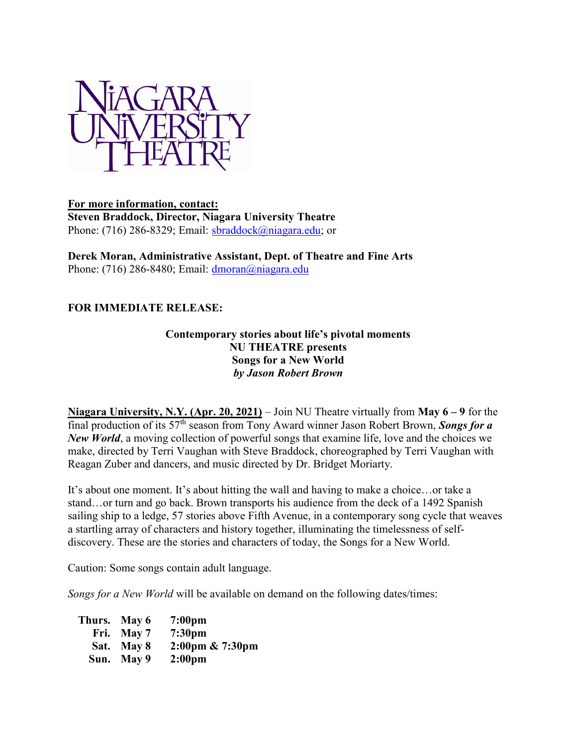# NIAGARA UNIVERSITY THEATRE

**For more information, contact:**
**Steven Braddock, Director, Niagara University Theatre**
Phone: (716) 286-8329; Email: sbraddock@niagara.edu; or

**Derek Moran, Administrative Assistant, Dept. of Theatre and Fine Arts**
Phone: (716) 286-8480; Email: dmoran@niagara.edu

**FOR IMMEDIATE RELEASE:**

**Contemporary stories about life's pivotal moments**
**NU THEATRE presents**
**Songs for a New World**
***by Jason Robert Brown***

**Niagara University, N.Y. (Apr. 20, 2021)** – Join NU Theatre virtually from **May 6 – 9** for the final production of its 57th season from Tony Award winner Jason Robert Brown, ***Songs for a New World***, a moving collection of powerful songs that examine life, love and the choices we make, directed by Terri Vaughan with Steve Braddock, choreographed by Terri Vaughan with Reagan Zuber and dancers, and music directed by Dr. Bridget Moriarty.

It's about one moment. It's about hitting the wall and having to make a choice…or take a stand…or turn and go back. Brown transports his audience from the deck of a 1492 Spanish sailing ship to a ledge, 57 stories above Fifth Avenue, in a contemporary song cycle that weaves a startling array of characters and history together, illuminating the timelessness of self-discovery. These are the stories and characters of today, the Songs for a New World.

Caution: Some songs contain adult language.

*Songs for a New World* will be available on demand on the following dates/times:

| | | |
|---|---|---|
| **Thurs.** | **May 6** | **7:00pm** |
| **Fri.** | **May 7** | **7:30pm** |
| **Sat.** | **May 8** | **2:00pm & 7:30pm** |
| **Sun.** | **May 9** | **2:00pm** |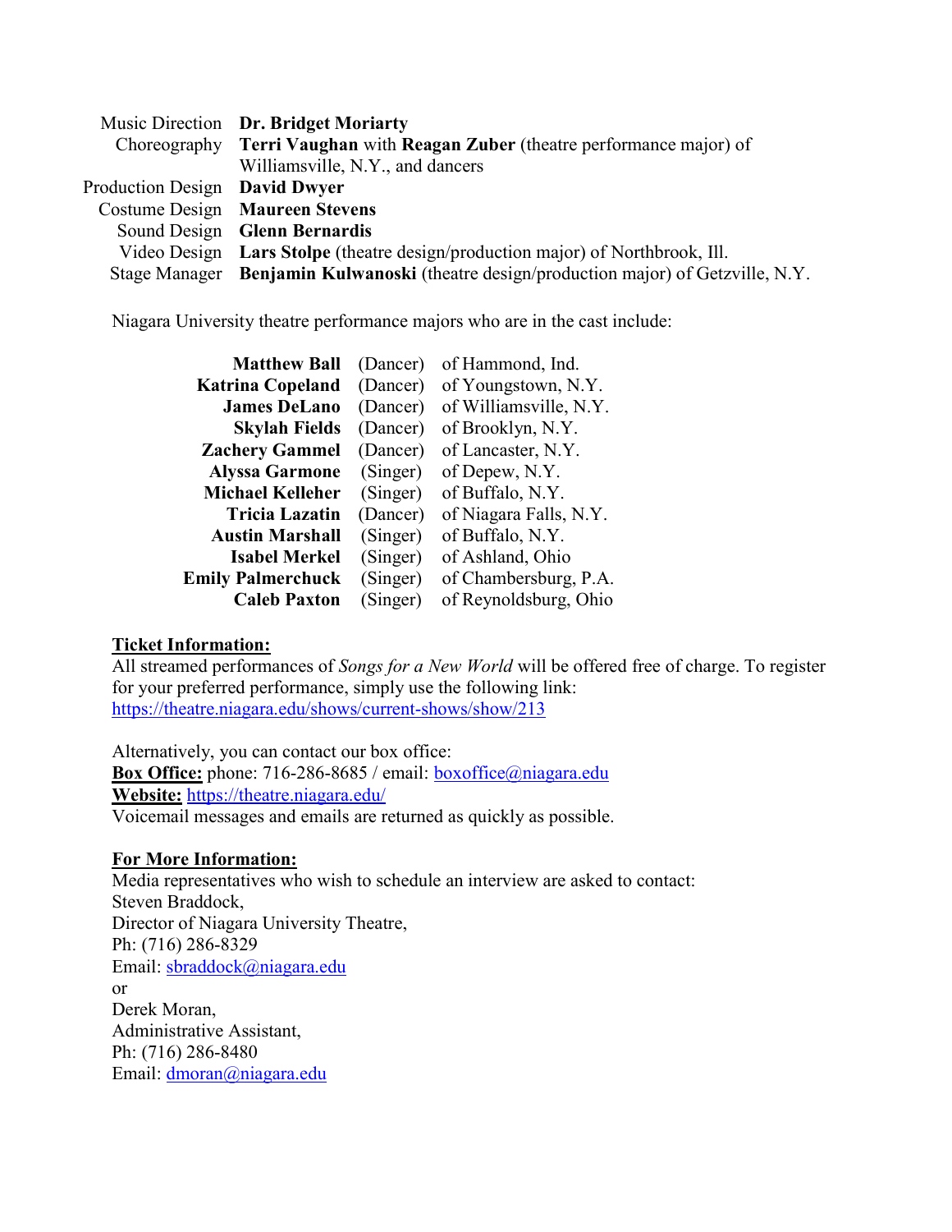| | |
|---|---|
| Music Direction | **Dr. Bridget Moriarty** |
| Choreography | **Terri Vaughan** with **Reagan Zuber** (theatre performance major) of Williamsville, N.Y., and dancers |
| Production Design | **David Dwyer** |
| Costume Design | **Maureen Stevens** |
| Sound Design | **Glenn Bernardis** |
| Video Design | **Lars Stolpe** (theatre design/production major) of Northbrook, Ill. |
| Stage Manager | **Benjamin Kulwanoski** (theatre design/production major) of Getzville, N.Y. |

Niagara University theatre performance majors who are in the cast include:

| | | |
|---|---|---|
| **Matthew Ball** | (Dancer) | of Hammond, Ind. |
| **Katrina Copeland** | (Dancer) | of Youngstown, N.Y. |
| **James DeLano** | (Dancer) | of Williamsville, N.Y. |
| **Skylah Fields** | (Dancer) | of Brooklyn, N.Y. |
| **Zachery Gammel** | (Dancer) | of Lancaster, N.Y. |
| **Alyssa Garmone** | (Singer) | of Depew, N.Y. |
| **Michael Kelleher** | (Singer) | of Buffalo, N.Y. |
| **Tricia Lazatin** | (Dancer) | of Niagara Falls, N.Y. |
| **Austin Marshall** | (Singer) | of Buffalo, N.Y. |
| **Isabel Merkel** | (Singer) | of Ashland, Ohio |
| **Emily Palmerchuck** | (Singer) | of Chambersburg, P.A. |
| **Caleb Paxton** | (Singer) | of Reynoldsburg, Ohio |

**Ticket Information:**

All streamed performances of *Songs for a New World* will be offered free of charge. To register for your preferred performance, simply use the following link: https://theatre.niagara.edu/shows/current-shows/show/213

Alternatively, you can contact our box office:
**Box Office:** phone: 716-286-8685 / email: boxoffice@niagara.edu
**Website:** https://theatre.niagara.edu/
Voicemail messages and emails are returned as quickly as possible.

**For More Information:**

Media representatives who wish to schedule an interview are asked to contact:
Steven Braddock,
Director of Niagara University Theatre,
Ph: (716) 286-8329
Email: sbraddock@niagara.edu
or
Derek Moran,
Administrative Assistant,
Ph: (716) 286-8480
Email: dmoran@niagara.edu